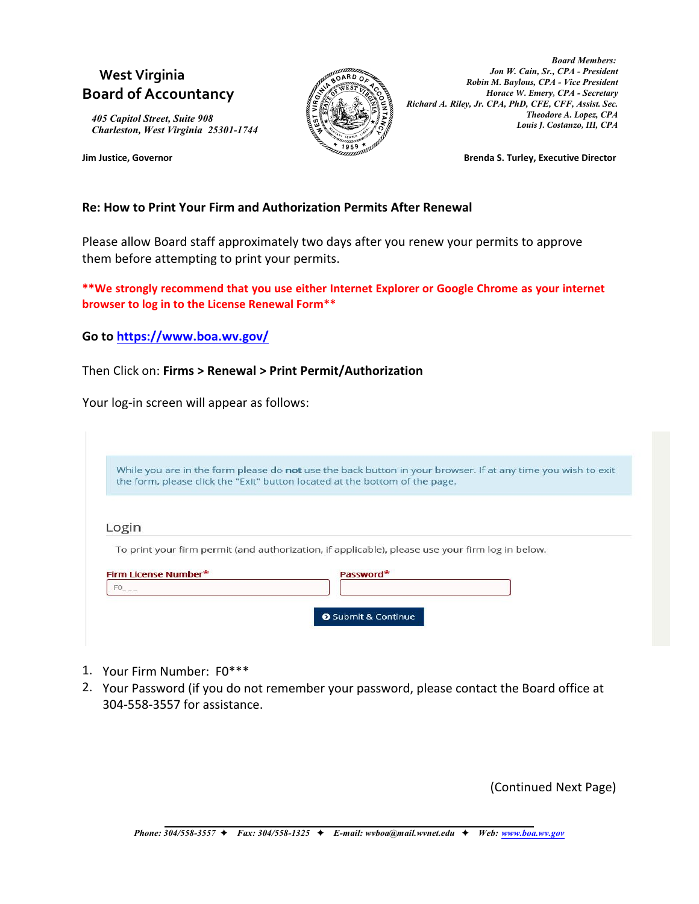**West Virginia**
**Board of Accountancy**

*405 Capitol Street, Suite 908*
*Charleston, West Virginia 25301-1744*

**Jim Justice, Governor**

*Board Members:*
*Jon W. Cain, Sr., CPA - President*
*Robin M. Baylous, CPA - Vice President*
*Horace W. Emery, CPA - Secretary*
*Richard A. Riley, Jr. CPA, PhD, CFE, CFF, Assist. Sec.*
*Theodore A. Lopez, CPA*
*Louis J. Costanzo, III, CPA*

**Brenda S. Turley, Executive Director**

**Re: How to Print Your Firm and Authorization Permits After Renewal**

Please allow Board staff approximately two days after you renew your permits to approve them before attempting to print your permits.

****We strongly recommend that you use either Internet Explorer or Google Chrome as your internet browser to log in to the License Renewal Form****

**Go to https://www.boa.wv.gov/**

Then Click on: **Firms > Renewal > Print Permit/Authorization**

Your log-in screen will appear as follows:

While you are in the form please do **not** use the back button in your browser. If at any time you wish to exit the form, please click the "Exit" button located at the bottom of the page.

Login

To print your firm permit (and authorization, if applicable), please use your firm log in below.

Firm License Number* F0_ _ _

Password*

Submit & Continue

1. Your Firm Number: F0***
2. Your Password (if you do not remember your password, please contact the Board office at 304-558-3557 for assistance.

(Continued Next Page)

*Phone: 304/558-3557 ✦ Fax: 304/558-1325 ✦ E-mail: wvboa@mail.wvnet.edu ✦ Web: www.boa.wv.gov*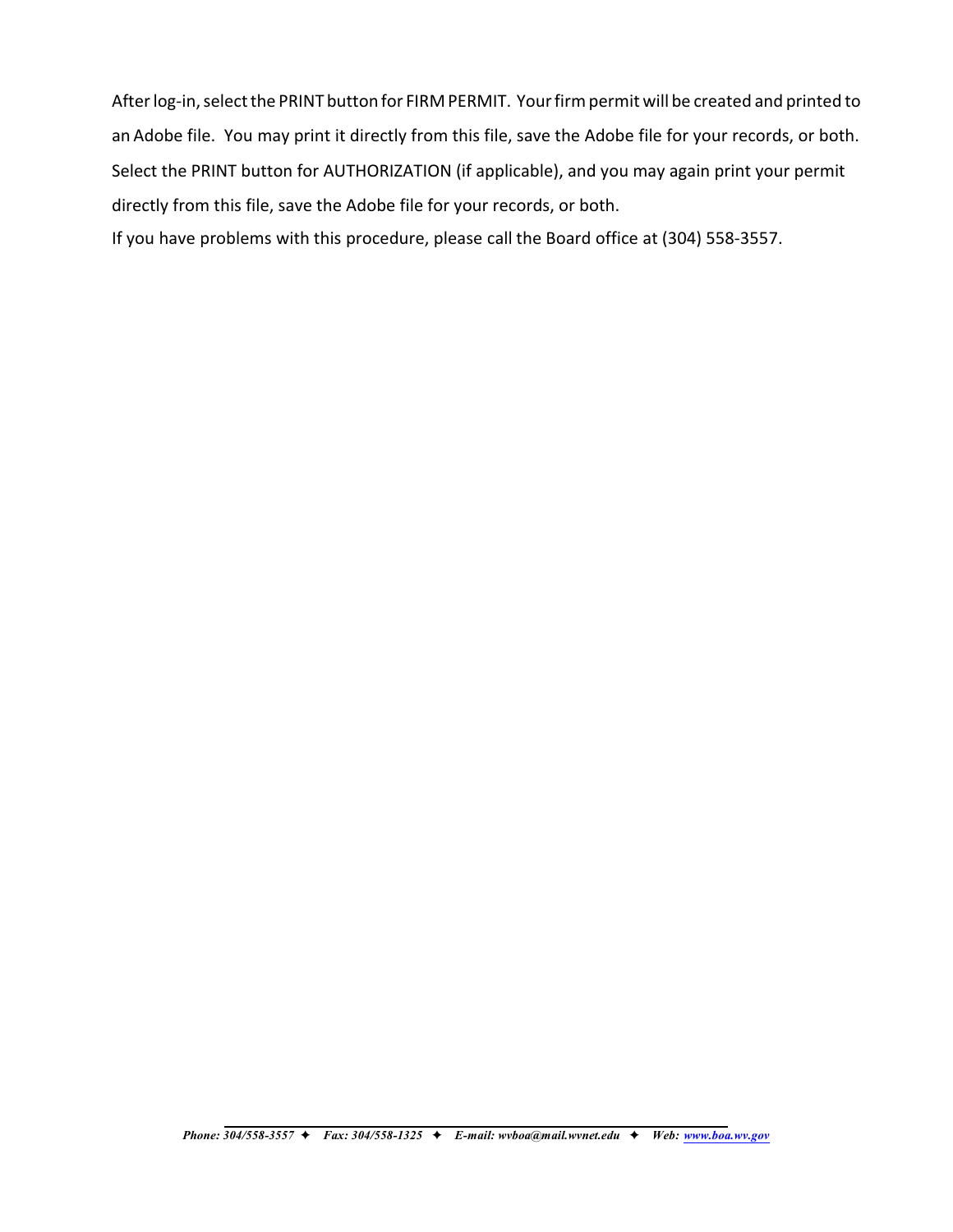After log-in, select the PRINT button for FIRM PERMIT. Your firm permit will be created and printed to an Adobe file. You may print it directly from this file, save the Adobe file for your records, or both. Select the PRINT button for AUTHORIZATION (if applicable), and you may again print your permit directly from this file, save the Adobe file for your records, or both.

If you have problems with this procedure, please call the Board office at (304) 558-3557.